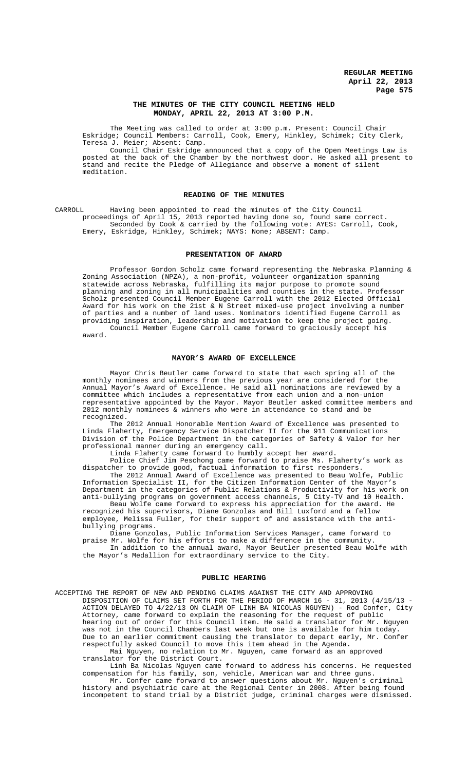## THE MINUTES OF THE CITY COUNCIL MEETING HELD MONDAY, APRIL 22, 2013 AT 3:00 P.M.

The Meeting was called to order at 3:00 p.m. Present: Council Chair Eskridge; Council Members: Carroll, Cook, Emery, Hinkley, Schimek; City Clerk, Teresa J. Meier; Absent: Camp.

Council Chair Eskridge announced that a copy of the Open Meetings Law is posted at the back of the Chamber by the northwest door. He asked all present to stand and recite the Pledge of Allegiance and observe a moment of silent meditation.

### READING OF THE MINUTES

CARROLL Having been appointed to read the minutes of the City Council proceedings of April 15, 2013 reported having done so, found same correct.

Seconded by Cook & carried by the following vote: AYES: Carroll, Cook, Emery, Eskridge, Hinkley, Schimek; NAYS: None; ABSENT: Camp.

### PRESENTATION OF AWARD

Professor Gordon Scholz came forward representing the Nebraska Planning & Zoning Association (NPZA), a non-profit, volunteer organization spanning statewide across Nebraska, fulfilling its major purpose to promote sound planning and zoning in all municipalities and counties in the state. Professor Scholz presented Council Member Eugene Carroll with the 2012 Elected Official Award for his work on the 21st & N Street mixed-use project involving a number of parties and a number of land uses. Nominators identified Eugene Carroll as providing inspiration, leadership and motivation to keep the project going.

Council Member Eugene Carroll came forward to graciously accept his award.

### MAYOR'S AWARD OF EXCELLENCE

Mayor Chris Beutler came forward to state that each spring all of the monthly nominees and winners from the previous year are considered for the Annual Mayor's Award of Excellence. He said all nominations are reviewed by a committee which includes a representative from each union and a non-union representative appointed by the Mayor. Mayor Beutler asked committee members and 2012 monthly nominees & winners who were in attendance to stand and be recognized.

The 2012 Annual Honorable Mention Award of Excellence was presented to Linda Flaherty, Emergency Service Dispatcher II for the 911 Communications Division of the Police Department in the categories of Safety & Valor for her professional manner during an emergency call.

Linda Flaherty came forward to humbly accept her award.

Police Chief Jim Peschong came forward to praise Ms. Flaherty's work as dispatcher to provide good, factual information to first responders.

The 2012 Annual Award of Excellence was presented to Beau Wolfe, Public Information Specialist II, for the Citizen Information Center of the Mayor's Department in the categories of Public Relations & Productivity for his work on anti-bullying programs on government access channels, 5 City-TV and 10 Health.

Beau Wolfe came forward to express his appreciation for the award. He recognized his supervisors, Diane Gonzolas and Bill Luxford and a fellow employee, Melissa Fuller, for their support of and assistance with the anti-bullying programs.

Diane Gonzolas, Public Information Services Manager, came forward to praise Mr. Wolfe for his efforts to make a difference in the community.

In addition to the annual award, Mayor Beutler presented Beau Wolfe with the Mayor's Medallion for extraordinary service to the City.

### PUBLIC HEARING

ACCEPTING THE REPORT OF NEW AND PENDING CLAIMS AGAINST THE CITY AND APPROVING DISPOSITION OF CLAIMS SET FORTH FOR THE PERIOD OF MARCH 16 - 31, 2013 (4/15/13 - ACTION DELAYED TO 4/22/13 ON CLAIM OF LINH BA NICOLAS NGUYEN) - Rod Confer, City Attorney, came forward to explain the reasoning for the request of public hearing out of order for this Council item. He said a translator for Mr. Nguyen was not in the Council Chambers last week but one is available for him today. Due to an earlier commitment causing the translator to depart early, Mr. Confer respectfully asked Council to move this item ahead in the Agenda.

Mai Nguyen, no relation to Mr. Nguyen, came forward as an approved translator for the District Court.

Linh Ba Nicolas Nguyen came forward to address his concerns. He requested compensation for his family, son, vehicle, American war and three guns.

Mr. Confer came forward to answer questions about Mr. Nguyen's criminal history and psychiatric care at the Regional Center in 2008. After being found incompetent to stand trial by a District judge, criminal charges were dismissed.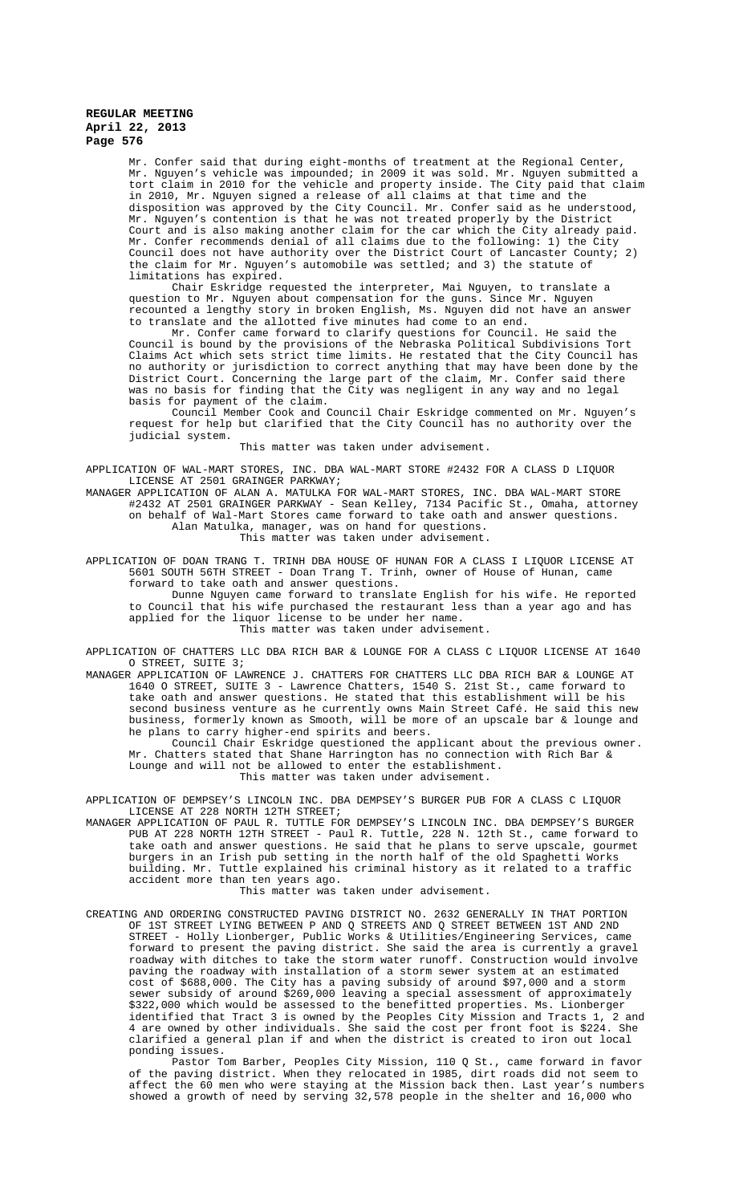Mr. Confer said that during eight-months of treatment at the Regional Center, Mr. Nguyen's vehicle was impounded; in 2009 it was sold. Mr. Nguyen submitted a tort claim in 2010 for the vehicle and property inside. The City paid that claim in 2010, Mr. Nguyen signed a release of all claims at that time and the disposition was approved by the City Council. Mr. Confer said as he understood, Mr. Nguyen's contention is that he was not treated properly by the District Court and is also making another claim for the car which the City already paid. Mr. Confer recommends denial of all claims due to the following: 1) the City Council does not have authority over the District Court of Lancaster County; 2) the claim for Mr. Nguyen's automobile was settled; and 3) the statute of limitations has expired.

Chair Eskridge requested the interpreter, Mai Nguyen, to translate a question to Mr. Nguyen about compensation for the guns. Since Mr. Nguyen recounted a lengthy story in broken English, Ms. Nguyen did not have an answer to translate and the allotted five minutes had come to an end.

Mr. Confer came forward to clarify questions for Council. He said the Council is bound by the provisions of the Nebraska Political Subdivisions Tort Claims Act which sets strict time limits. He restated that the City Council has no authority or jurisdiction to correct anything that may have been done by the District Court. Concerning the large part of the claim, Mr. Confer said there was no basis for finding that the City was negligent in any way and no legal basis for payment of the claim.

Council Member Cook and Council Chair Eskridge commented on Mr. Nguyen's request for help but clarified that the City Council has no authority over the judicial system.

This matter was taken under advisement.

APPLICATION OF WAL-MART STORES, INC. DBA WAL-MART STORE #2432 FOR A CLASS D LIQUOR LICENSE AT 2501 GRAINGER PARKWAY;

MANAGER APPLICATION OF ALAN A. MATULKA FOR WAL-MART STORES, INC. DBA WAL-MART STORE #2432 AT 2501 GRAINGER PARKWAY - Sean Kelley, 7134 Pacific St., Omaha, attorney on behalf of Wal-Mart Stores came forward to take oath and answer questions.

Alan Matulka, manager, was on hand for questions.

This matter was taken under advisement.

APPLICATION OF DOAN TRANG T. TRINH DBA HOUSE OF HUNAN FOR A CLASS I LIQUOR LICENSE AT 5601 SOUTH 56TH STREET - Doan Trang T. Trinh, owner of House of Hunan, came forward to take oath and answer questions.

Dunne Nguyen came forward to translate English for his wife. He reported to Council that his wife purchased the restaurant less than a year ago and has applied for the liquor license to be under her name.

This matter was taken under advisement.

APPLICATION OF CHATTERS LLC DBA RICH BAR & LOUNGE FOR A CLASS C LIQUOR LICENSE AT 1640 O STREET, SUITE 3;

MANAGER APPLICATION OF LAWRENCE J. CHATTERS FOR CHATTERS LLC DBA RICH BAR & LOUNGE AT 1640 O STREET, SUITE 3 - Lawrence Chatters, 1540 S. 21st St., came forward to take oath and answer questions. He stated that this establishment will be his second business venture as he currently owns Main Street Café. He said this new business, formerly known as Smooth, will be more of an upscale bar & lounge and he plans to carry higher-end spirits and beers.

Council Chair Eskridge questioned the applicant about the previous owner. Mr. Chatters stated that Shane Harrington has no connection with Rich Bar & Lounge and will not be allowed to enter the establishment.

This matter was taken under advisement.

APPLICATION OF DEMPSEY'S LINCOLN INC. DBA DEMPSEY'S BURGER PUB FOR A CLASS C LIQUOR LICENSE AT 228 NORTH 12TH STREET;

MANAGER APPLICATION OF PAUL R. TUTTLE FOR DEMPSEY'S LINCOLN INC. DBA DEMPSEY'S BURGER PUB AT 228 NORTH 12TH STREET - Paul R. Tuttle, 228 N. 12th St., came forward to take oath and answer questions. He said that he plans to serve upscale, gourmet burgers in an Irish pub setting in the north half of the old Spaghetti Works building. Mr. Tuttle explained his criminal history as it related to a traffic accident more than ten years ago.

This matter was taken under advisement.

CREATING AND ORDERING CONSTRUCTED PAVING DISTRICT NO. 2632 GENERALLY IN THAT PORTION OF 1ST STREET LYING BETWEEN P AND Q STREETS AND Q STREET BETWEEN 1ST AND 2ND STREET - Holly Lionberger, Public Works & Utilities/Engineering Services, came forward to present the paving district. She said the area is currently a gravel roadway with ditches to take the storm water runoff. Construction would involve paving the roadway with installation of a storm sewer system at an estimated cost of $688,000. The City has a paving subsidy of around $97,000 and a storm sewer subsidy of around $269,000 leaving a special assessment of approximately $322,000 which would be assessed to the benefitted properties. Ms. Lionberger identified that Tract 3 is owned by the Peoples City Mission and Tracts 1, 2 and 4 are owned by other individuals. She said the cost per front foot is $224. She clarified a general plan if and when the district is created to iron out local ponding issues.

Pastor Tom Barber, Peoples City Mission, 110 Q St., came forward in favor of the paving district. When they relocated in 1985, dirt roads did not seem to affect the 60 men who were staying at the Mission back then. Last year's numbers showed a growth of need by serving 32,578 people in the shelter and 16,000 who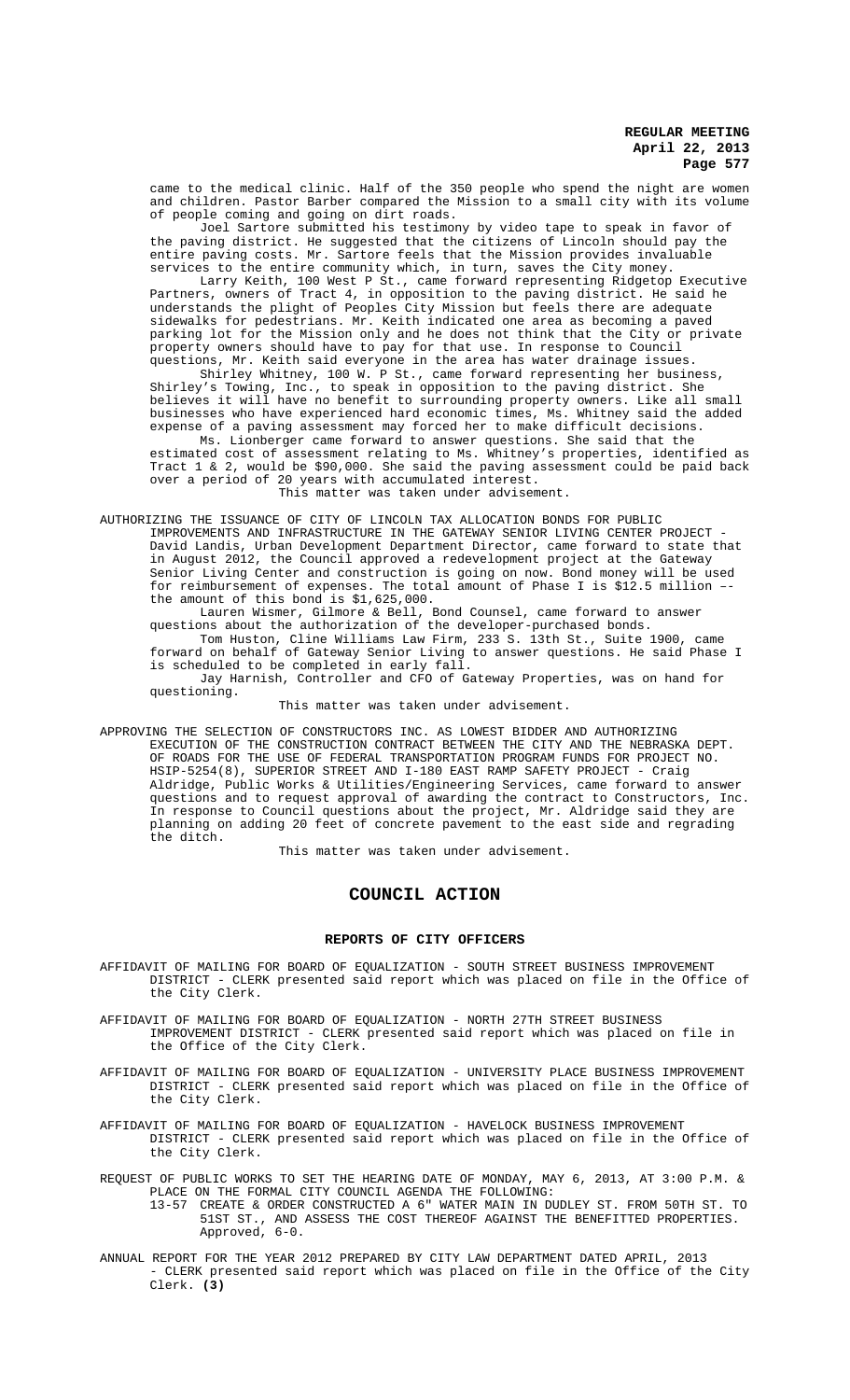came to the medical clinic. Half of the 350 people who spend the night are women and children. Pastor Barber compared the Mission to a small city with its volume of people coming and going on dirt roads.

Joel Sartore submitted his testimony by video tape to speak in favor of the paving district. He suggested that the citizens of Lincoln should pay the entire paving costs. Mr. Sartore feels that the Mission provides invaluable services to the entire community which, in turn, saves the City money.

Larry Keith, 100 West P St., came forward representing Ridgetop Executive Partners, owners of Tract 4, in opposition to the paving district. He said he understands the plight of Peoples City Mission but feels there are adequate sidewalks for pedestrians. Mr. Keith indicated one area as becoming a paved parking lot for the Mission only and he does not think that the City or private property owners should have to pay for that use. In response to Council questions, Mr. Keith said everyone in the area has water drainage issues.

Shirley Whitney, 100 W. P St., came forward representing her business, Shirley's Towing, Inc., to speak in opposition to the paving district. She believes it will have no benefit to surrounding property owners. Like all small businesses who have experienced hard economic times, Ms. Whitney said the added expense of a paving assessment may forced her to make difficult decisions.

Ms. Lionberger came forward to answer questions. She said that the estimated cost of assessment relating to Ms. Whitney's properties, identified as Tract 1 & 2, would be $90,000. She said the paving assessment could be paid back over a period of 20 years with accumulated interest.

This matter was taken under advisement.

AUTHORIZING THE ISSUANCE OF CITY OF LINCOLN TAX ALLOCATION BONDS FOR PUBLIC IMPROVEMENTS AND INFRASTRUCTURE IN THE GATEWAY SENIOR LIVING CENTER PROJECT - David Landis, Urban Development Department Director, came forward to state that in August 2012, the Council approved a redevelopment project at the Gateway Senior Living Center and construction is going on now. Bond money will be used for reimbursement of expenses. The total amount of Phase I is $12.5 million –- the amount of this bond is $1,625,000.

Lauren Wismer, Gilmore & Bell, Bond Counsel, came forward to answer questions about the authorization of the developer-purchased bonds.

Tom Huston, Cline Williams Law Firm, 233 S. 13th St., Suite 1900, came forward on behalf of Gateway Senior Living to answer questions. He said Phase I is scheduled to be completed in early fall.

Jay Harnish, Controller and CFO of Gateway Properties, was on hand for questioning.

This matter was taken under advisement.

APPROVING THE SELECTION OF CONSTRUCTORS INC. AS LOWEST BIDDER AND AUTHORIZING EXECUTION OF THE CONSTRUCTION CONTRACT BETWEEN THE CITY AND THE NEBRASKA DEPT. OF ROADS FOR THE USE OF FEDERAL TRANSPORTATION PROGRAM FUNDS FOR PROJECT NO. HSIP-5254(8), SUPERIOR STREET AND I-180 EAST RAMP SAFETY PROJECT - Craig Aldridge, Public Works & Utilities/Engineering Services, came forward to answer questions and to request approval of awarding the contract to Constructors, Inc. In response to Council questions about the project, Mr. Aldridge said they are planning on adding 20 feet of concrete pavement to the east side and regrading the ditch.

This matter was taken under advisement.

## COUNCIL ACTION

### REPORTS OF CITY OFFICERS

AFFIDAVIT OF MAILING FOR BOARD OF EQUALIZATION - SOUTH STREET BUSINESS IMPROVEMENT DISTRICT - CLERK presented said report which was placed on file in the Office of the City Clerk.

AFFIDAVIT OF MAILING FOR BOARD OF EQUALIZATION - NORTH 27TH STREET BUSINESS IMPROVEMENT DISTRICT - CLERK presented said report which was placed on file in the Office of the City Clerk.

AFFIDAVIT OF MAILING FOR BOARD OF EQUALIZATION - UNIVERSITY PLACE BUSINESS IMPROVEMENT DISTRICT - CLERK presented said report which was placed on file in the Office of the City Clerk.

AFFIDAVIT OF MAILING FOR BOARD OF EQUALIZATION - HAVELOCK BUSINESS IMPROVEMENT DISTRICT - CLERK presented said report which was placed on file in the Office of the City Clerk.

REQUEST OF PUBLIC WORKS TO SET THE HEARING DATE OF MONDAY, MAY 6, 2013, AT 3:00 P.M. & PLACE ON THE FORMAL CITY COUNCIL AGENDA THE FOLLOWING:

13-57 CREATE & ORDER CONSTRUCTED A 6" WATER MAIN IN DUDLEY ST. FROM 50TH ST. TO 51ST ST., AND ASSESS THE COST THEREOF AGAINST THE BENEFITTED PROPERTIES. Approved, 6-0.

ANNUAL REPORT FOR THE YEAR 2012 PREPARED BY CITY LAW DEPARTMENT DATED APRIL, 2013 - CLERK presented said report which was placed on file in the Office of the City Clerk. **(3)**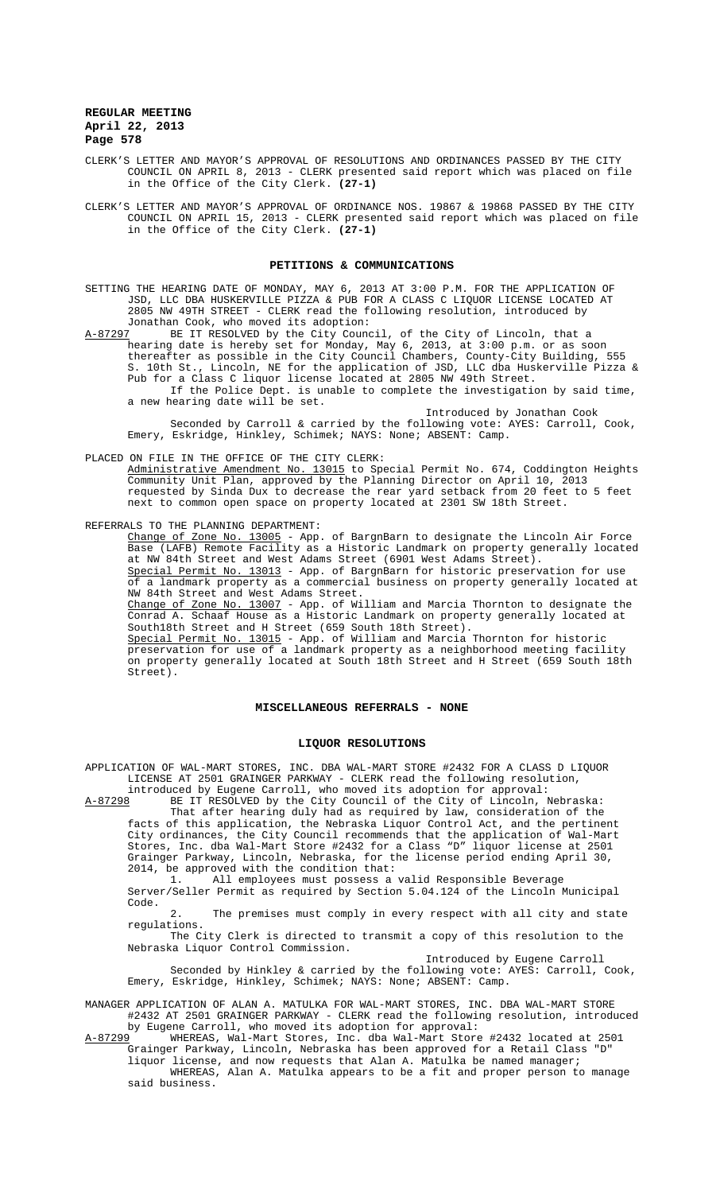CLERK'S LETTER AND MAYOR'S APPROVAL OF RESOLUTIONS AND ORDINANCES PASSED BY THE CITY COUNCIL ON APRIL 8, 2013 - CLERK presented said report which was placed on file in the Office of the City Clerk. **(27-1)**

CLERK'S LETTER AND MAYOR'S APPROVAL OF ORDINANCE NOS. 19867 & 19868 PASSED BY THE CITY COUNCIL ON APRIL 15, 2013 - CLERK presented said report which was placed on file in the Office of the City Clerk. **(27-1)**

## PETITIONS & COMMUNICATIONS

SETTING THE HEARING DATE OF MONDAY, MAY 6, 2013 AT 3:00 P.M. FOR THE APPLICATION OF JSD, LLC DBA HUSKERVILLE PIZZA & PUB FOR A CLASS C LIQUOR LICENSE LOCATED AT 2805 NW 49TH STREET - CLERK read the following resolution, introduced by Jonathan Cook, who moved its adoption:

A-87297 BE IT RESOLVED by the City Council, of the City of Lincoln, that a hearing date is hereby set for Monday, May 6, 2013, at 3:00 p.m. or as soon thereafter as possible in the City Council Chambers, County-City Building, 555 S. 10th St., Lincoln, NE for the application of JSD, LLC dba Huskerville Pizza & Pub for a Class C liquor license located at 2805 NW 49th Street.

If the Police Dept. is unable to complete the investigation by said time, a new hearing date will be set.

Introduced by Jonathan Cook

Seconded by Carroll & carried by the following vote: AYES: Carroll, Cook, Emery, Eskridge, Hinkley, Schimek; NAYS: None; ABSENT: Camp.

PLACED ON FILE IN THE OFFICE OF THE CITY CLERK:

Administrative Amendment No. 13015 to Special Permit No. 674, Coddington Heights Community Unit Plan, approved by the Planning Director on April 10, 2013 requested by Sinda Dux to decrease the rear yard setback from 20 feet to 5 feet next to common open space on property located at 2301 SW 18th Street.

REFERRALS TO THE PLANNING DEPARTMENT:

Change of Zone No. 13005 - App. of BargnBarn to designate the Lincoln Air Force Base (LAFB) Remote Facility as a Historic Landmark on property generally located at NW 84th Street and West Adams Street (6901 West Adams Street).

Special Permit No. 13013 - App. of BargnBarn for historic preservation for use of a landmark property as a commercial business on property generally located at NW 84th Street and West Adams Street.

Change of Zone No. 13007 - App. of William and Marcia Thornton to designate the Conrad A. Schaaf House as a Historic Landmark on property generally located at South18th Street and H Street (659 South 18th Street).

Special Permit No. 13015 - App. of William and Marcia Thornton for historic preservation for use of a landmark property as a neighborhood meeting facility on property generally located at South 18th Street and H Street (659 South 18th Street).

## MISCELLANEOUS REFERRALS - NONE

## LIQUOR RESOLUTIONS

APPLICATION OF WAL-MART STORES, INC. DBA WAL-MART STORE #2432 FOR A CLASS D LIQUOR LICENSE AT 2501 GRAINGER PARKWAY - CLERK read the following resolution, introduced by Eugene Carroll, who moved its adoption for approval:

A-87298 BE IT RESOLVED by the City Council of the City of Lincoln, Nebraska:

That after hearing duly had as required by law, consideration of the facts of this application, the Nebraska Liquor Control Act, and the pertinent City ordinances, the City Council recommends that the application of Wal-Mart Stores, Inc. dba Wal-Mart Store #2432 for a Class "D" liquor license at 2501 Grainger Parkway, Lincoln, Nebraska, for the license period ending April 30, 2014, be approved with the condition that:

1. All employees must possess a valid Responsible Beverage Server/Seller Permit as required by Section 5.04.124 of the Lincoln Municipal Code.
2. The premises must comply in every respect with all city and state regulations.

The City Clerk is directed to transmit a copy of this resolution to the Nebraska Liquor Control Commission.

Introduced by Eugene Carroll

Seconded by Hinkley & carried by the following vote: AYES: Carroll, Cook, Emery, Eskridge, Hinkley, Schimek; NAYS: None; ABSENT: Camp.

MANAGER APPLICATION OF ALAN A. MATULKA FOR WAL-MART STORES, INC. DBA WAL-MART STORE #2432 AT 2501 GRAINGER PARKWAY - CLERK read the following resolution, introduced by Eugene Carroll, who moved its adoption for approval:

A-87299 WHEREAS, Wal-Mart Stores, Inc. dba Wal-Mart Store #2432 located at 2501 Grainger Parkway, Lincoln, Nebraska has been approved for a Retail Class "D" liquor license, and now requests that Alan A. Matulka be named manager;

WHEREAS, Alan A. Matulka appears to be a fit and proper person to manage said business.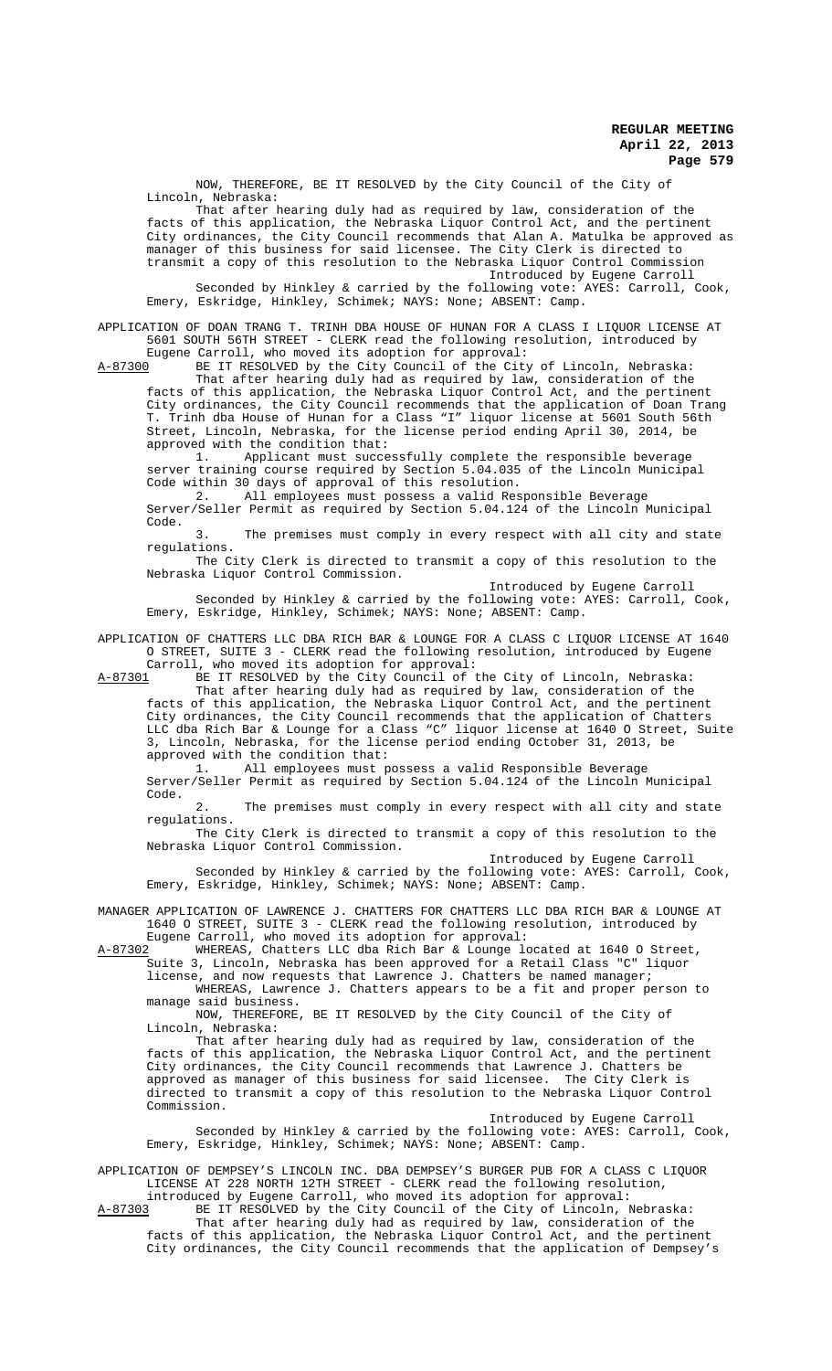NOW, THEREFORE, BE IT RESOLVED by the City Council of the City of Lincoln, Nebraska:

That after hearing duly had as required by law, consideration of the facts of this application, the Nebraska Liquor Control Act, and the pertinent City ordinances, the City Council recommends that Alan A. Matulka be approved as manager of this business for said licensee. The City Clerk is directed to transmit a copy of this resolution to the Nebraska Liquor Control Commission

Introduced by Eugene Carroll

Seconded by Hinkley & carried by the following vote: AYES: Carroll, Cook, Emery, Eskridge, Hinkley, Schimek; NAYS: None; ABSENT: Camp.

APPLICATION OF DOAN TRANG T. TRINH DBA HOUSE OF HUNAN FOR A CLASS I LIQUOR LICENSE AT 5601 SOUTH 56TH STREET - CLERK read the following resolution, introduced by Eugene Carroll, who moved its adoption for approval:

A-87300 BE IT RESOLVED by the City Council of the City of Lincoln, Nebraska:

That after hearing duly had as required by law, consideration of the facts of this application, the Nebraska Liquor Control Act, and the pertinent City ordinances, the City Council recommends that the application of Doan Trang T. Trinh dba House of Hunan for a Class "I" liquor license at 5601 South 56th Street, Lincoln, Nebraska, for the license period ending April 30, 2014, be approved with the condition that:

1. Applicant must successfully complete the responsible beverage server training course required by Section 5.04.035 of the Lincoln Municipal Code within 30 days of approval of this resolution.
2. All employees must possess a valid Responsible Beverage Server/Seller Permit as required by Section 5.04.124 of the Lincoln Municipal Code.
3. The premises must comply in every respect with all city and state regulations.

The City Clerk is directed to transmit a copy of this resolution to the Nebraska Liquor Control Commission.

Introduced by Eugene Carroll

Seconded by Hinkley & carried by the following vote: AYES: Carroll, Cook, Emery, Eskridge, Hinkley, Schimek; NAYS: None; ABSENT: Camp.

APPLICATION OF CHATTERS LLC DBA RICH BAR & LOUNGE FOR A CLASS C LIQUOR LICENSE AT 1640 O STREET, SUITE 3 - CLERK read the following resolution, introduced by Eugene Carroll, who moved its adoption for approval:

A-87301 BE IT RESOLVED by the City Council of the City of Lincoln, Nebraska:

That after hearing duly had as required by law, consideration of the facts of this application, the Nebraska Liquor Control Act, and the pertinent City ordinances, the City Council recommends that the application of Chatters LLC dba Rich Bar & Lounge for a Class "C" liquor license at 1640 O Street, Suite 3, Lincoln, Nebraska, for the license period ending October 31, 2013, be approved with the condition that:

1. All employees must possess a valid Responsible Beverage Server/Seller Permit as required by Section 5.04.124 of the Lincoln Municipal Code.
2. The premises must comply in every respect with all city and state regulations.

The City Clerk is directed to transmit a copy of this resolution to the Nebraska Liquor Control Commission.

Introduced by Eugene Carroll

Seconded by Hinkley & carried by the following vote: AYES: Carroll, Cook, Emery, Eskridge, Hinkley, Schimek; NAYS: None; ABSENT: Camp.

MANAGER APPLICATION OF LAWRENCE J. CHATTERS FOR CHATTERS LLC DBA RICH BAR & LOUNGE AT 1640 O STREET, SUITE 3 - CLERK read the following resolution, introduced by Eugene Carroll, who moved its adoption for approval:

A-87302 WHEREAS, Chatters LLC dba Rich Bar & Lounge located at 1640 O Street, Suite 3, Lincoln, Nebraska has been approved for a Retail Class "C" liquor license, and now requests that Lawrence J. Chatters be named manager;

WHEREAS, Lawrence J. Chatters appears to be a fit and proper person to manage said business.

NOW, THEREFORE, BE IT RESOLVED by the City Council of the City of Lincoln, Nebraska:

That after hearing duly had as required by law, consideration of the facts of this application, the Nebraska Liquor Control Act, and the pertinent City ordinances, the City Council recommends that Lawrence J. Chatters be approved as manager of this business for said licensee. The City Clerk is directed to transmit a copy of this resolution to the Nebraska Liquor Control Commission.

Introduced by Eugene Carroll

Seconded by Hinkley & carried by the following vote: AYES: Carroll, Cook, Emery, Eskridge, Hinkley, Schimek; NAYS: None; ABSENT: Camp.

APPLICATION OF DEMPSEY'S LINCOLN INC. DBA DEMPSEY'S BURGER PUB FOR A CLASS C LIQUOR LICENSE AT 228 NORTH 12TH STREET - CLERK read the following resolution, introduced by Eugene Carroll, who moved its adoption for approval:

A-87303 BE IT RESOLVED by the City Council of the City of Lincoln, Nebraska:

That after hearing duly had as required by law, consideration of the facts of this application, the Nebraska Liquor Control Act, and the pertinent City ordinances, the City Council recommends that the application of Dempsey's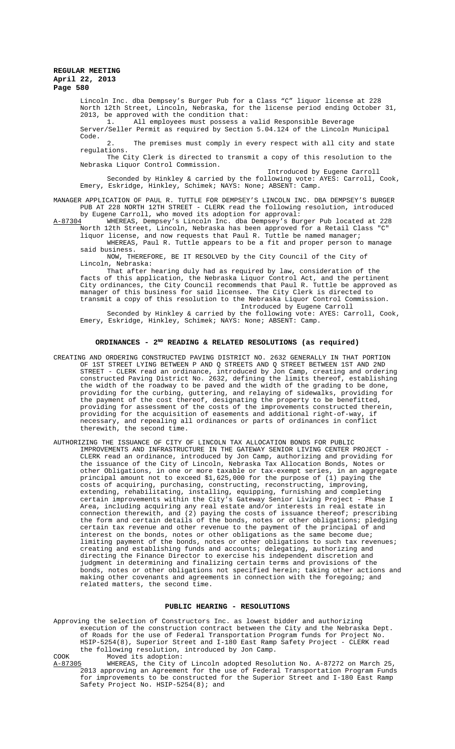Lincoln Inc. dba Dempsey's Burger Pub for a Class "C" liquor license at 228 North 12th Street, Lincoln, Nebraska, for the license period ending October 31, 2013, be approved with the condition that:

1. All employees must possess a valid Responsible Beverage Server/Seller Permit as required by Section 5.04.124 of the Lincoln Municipal Code.
2. The premises must comply in every respect with all city and state regulations.

The City Clerk is directed to transmit a copy of this resolution to the Nebraska Liquor Control Commission.

Introduced by Eugene Carroll

Seconded by Hinkley & carried by the following vote: AYES: Carroll, Cook, Emery, Eskridge, Hinkley, Schimek; NAYS: None; ABSENT: Camp.

MANAGER APPLICATION OF PAUL R. TUTTLE FOR DEMPSEY'S LINCOLN INC. DBA DEMPSEY'S BURGER PUB AT 228 NORTH 12TH STREET - CLERK read the following resolution, introduced by Eugene Carroll, who moved its adoption for approval:

A-87304 WHEREAS, Dempsey's Lincoln Inc. dba Dempsey's Burger Pub located at 228 North 12th Street, Lincoln, Nebraska has been approved for a Retail Class "C" liquor license, and now requests that Paul R. Tuttle be named manager;

WHEREAS, Paul R. Tuttle appears to be a fit and proper person to manage said business.

NOW, THEREFORE, BE IT RESOLVED by the City Council of the City of Lincoln, Nebraska:

That after hearing duly had as required by law, consideration of the facts of this application, the Nebraska Liquor Control Act, and the pertinent City ordinances, the City Council recommends that Paul R. Tuttle be approved as manager of this business for said licensee. The City Clerk is directed to transmit a copy of this resolution to the Nebraska Liquor Control Commission.

Introduced by Eugene Carroll

Seconded by Hinkley & carried by the following vote: AYES: Carroll, Cook, Emery, Eskridge, Hinkley, Schimek; NAYS: None; ABSENT: Camp.

## ORDINANCES - 2ND READING & RELATED RESOLUTIONS (as required)

CREATING AND ORDERING CONSTRUCTED PAVING DISTRICT NO. 2632 GENERALLY IN THAT PORTION OF 1ST STREET LYING BETWEEN P AND Q STREETS AND Q STREET BETWEEN 1ST AND 2ND STREET - CLERK read an ordinance, introduced by Jon Camp, creating and ordering constructed Paving District No. 2632, defining the limits thereof, establishing the width of the roadway to be paved and the width of the grading to be done, providing for the curbing, guttering, and relaying of sidewalks, providing for the payment of the cost thereof, designating the property to be benefitted, providing for assessment of the costs of the improvements constructed therein, providing for the acquisition of easements and additional right-of-way, if necessary, and repealing all ordinances or parts of ordinances in conflict therewith, the second time.

AUTHORIZING THE ISSUANCE OF CITY OF LINCOLN TAX ALLOCATION BONDS FOR PUBLIC IMPROVEMENTS AND INFRASTRUCTURE IN THE GATEWAY SENIOR LIVING CENTER PROJECT - CLERK read an ordinance, introduced by Jon Camp, authorizing and providing for the issuance of the City of Lincoln, Nebraska Tax Allocation Bonds, Notes or other Obligations, in one or more taxable or tax-exempt series, in an aggregate principal amount not to exceed $1,625,000 for the purpose of (1) paying the costs of acquiring, purchasing, constructing, reconstructing, improving, extending, rehabilitating, installing, equipping, furnishing and completing certain improvements within the City's Gateway Senior Living Project - Phase I Area, including acquiring any real estate and/or interests in real estate in connection therewith, and (2) paying the costs of issuance thereof; prescribing the form and certain details of the bonds, notes or other obligations; pledging certain tax revenue and other revenue to the payment of the principal of and interest on the bonds, notes or other obligations as the same become due; limiting payment of the bonds, notes or other obligations to such tax revenues; creating and establishing funds and accounts; delegating, authorizing and directing the Finance Director to exercise his independent discretion and judgment in determining and finalizing certain terms and provisions of the bonds, notes or other obligations not specified herein; taking other actions and making other covenants and agreements in connection with the foregoing; and related matters, the second time.

## PUBLIC HEARING - RESOLUTIONS

Approving the selection of Constructors Inc. as lowest bidder and authorizing execution of the construction contract between the City and the Nebraska Dept. of Roads for the use of Federal Transportation Program funds for Project No. HSIP-5254(8), Superior Street and I-180 East Ramp Safety Project - CLERK read the following resolution, introduced by Jon Camp.

COOK Moved its adoption:

A-87305 WHEREAS, the City of Lincoln adopted Resolution No. A-87272 on March 25, 2013 approving an Agreement for the use of Federal Transportation Program Funds for improvements to be constructed for the Superior Street and I-180 East Ramp Safety Project No. HSIP-5254(8); and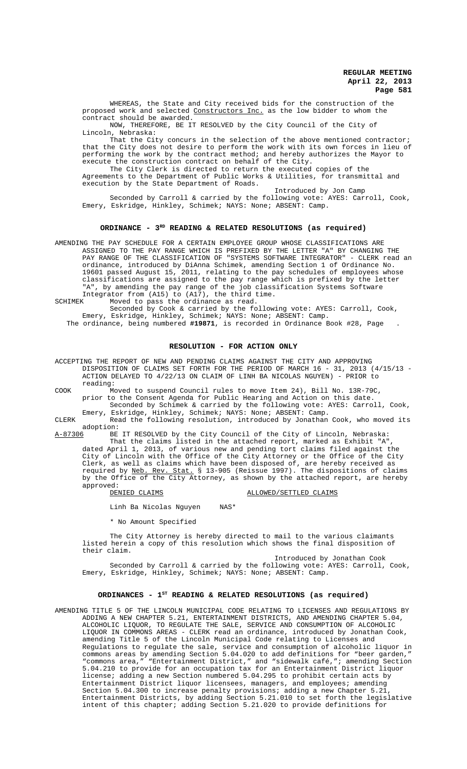WHEREAS, the State and City received bids for the construction of the proposed work and selected Constructors Inc. as the low bidder to whom the contract should be awarded.

NOW, THEREFORE, BE IT RESOLVED by the City Council of the City of Lincoln, Nebraska:

That the City concurs in the selection of the above mentioned contractor; that the City does not desire to perform the work with its own forces in lieu of performing the work by the contract method; and hereby authorizes the Mayor to execute the construction contract on behalf of the City.

The City Clerk is directed to return the executed copies of the Agreements to the Department of Public Works & Utilities, for transmittal and execution by the State Department of Roads.

Introduced by Jon Camp

Seconded by Carroll & carried by the following vote: AYES: Carroll, Cook, Emery, Eskridge, Hinkley, Schimek; NAYS: None; ABSENT: Camp.

## ORDINANCE - 3RD READING & RELATED RESOLUTIONS (as required)

AMENDING THE PAY SCHEDULE FOR A CERTAIN EMPLOYEE GROUP WHOSE CLASSIFICATIONS ARE ASSIGNED TO THE PAY RANGE WHICH IS PREFIXED BY THE LETTER "A" BY CHANGING THE PAY RANGE OF THE CLASSIFICATION OF "SYSTEMS SOFTWARE INTEGRATOR" - CLERK read an ordinance, introduced by DiAnna Schimek, amending Section 1 of Ordinance No. 19601 passed August 15, 2011, relating to the pay schedules of employees whose classifications are assigned to the pay range which is prefixed by the letter "A", by amending the pay range of the job classification Systems Software Integrator from (A15) to (A17), the third time.

SCHIMEK Moved to pass the ordinance as read.

Seconded by Cook & carried by the following vote: AYES: Carroll, Cook, Emery, Eskridge, Hinkley, Schimek; NAYS: None; ABSENT: Camp.

The ordinance, being numbered **#19871**, is recorded in Ordinance Book #28, Page .

## RESOLUTION - FOR ACTION ONLY

ACCEPTING THE REPORT OF NEW AND PENDING CLAIMS AGAINST THE CITY AND APPROVING DISPOSITION OF CLAIMS SET FORTH FOR THE PERIOD OF MARCH 16 - 31, 2013 (4/15/13 - ACTION DELAYED TO 4/22/13 ON CLAIM OF LINH BA NICOLAS NGUYEN) - PRIOR to reading:

COOK Moved to suspend Council rules to move Item 24), Bill No. 13R-79C, prior to the Consent Agenda for Public Hearing and Action on this date.

Seconded by Schimek & carried by the following vote: AYES: Carroll, Cook, Emery, Eskridge, Hinkley, Schimek; NAYS: None; ABSENT: Camp.

CLERK Read the following resolution, introduced by Jonathan Cook, who moved its adoption:

A-87306 BE IT RESOLVED by the City Council of the City of Lincoln, Nebraska:

That the claims listed in the attached report, marked as Exhibit "A", dated April 1, 2013, of various new and pending tort claims filed against the City of Lincoln with the Office of the City Attorney or the Office of the City Clerk, as well as claims which have been disposed of, are hereby received as required by Neb. Rev. Stat. § 13-905 (Reissue 1997). The dispositions of claims by the Office of the City Attorney, as shown by the attached report, are hereby approved:

| DENIED CLAIMS | | ALLOWED/SETTLED CLAIMS |
|---|---|---|
| Linh Ba Nicolas Nguyen | NAS* | |

\* No Amount Specified

The City Attorney is hereby directed to mail to the various claimants listed herein a copy of this resolution which shows the final disposition of their claim.

Introduced by Jonathan Cook

Seconded by Carroll & carried by the following vote: AYES: Carroll, Cook, Emery, Eskridge, Hinkley, Schimek; NAYS: None; ABSENT: Camp.

## ORDINANCES - 1ST READING & RELATED RESOLUTIONS (as required)

AMENDING TITLE 5 OF THE LINCOLN MUNICIPAL CODE RELATING TO LICENSES AND REGULATIONS BY ADDING A NEW CHAPTER 5.21, ENTERTAINMENT DISTRICTS, AND AMENDING CHAPTER 5.04, ALCOHOLIC LIQUOR, TO REGULATE THE SALE, SERVICE AND CONSUMPTION OF ALCOHOLIC LIQUOR IN COMMONS AREAS - CLERK read an ordinance, introduced by Jonathan Cook, amending Title 5 of the Lincoln Municipal Code relating to Licenses and Regulations to regulate the sale, service and consumption of alcoholic liquor in commons areas by amending Section 5.04.020 to add definitions for "beer garden," "commons area," "Entertainment District," and "sidewalk café,"; amending Section 5.04.210 to provide for an occupation tax for an Entertainment District liquor license; adding a new Section numbered 5.04.295 to prohibit certain acts by Entertainment District liquor licensees, managers, and employees; amending Section 5.04.300 to increase penalty provisions; adding a new Chapter 5.21, Entertainment Districts, by adding Section 5.21.010 to set forth the legislative intent of this chapter; adding Section 5.21.020 to provide definitions for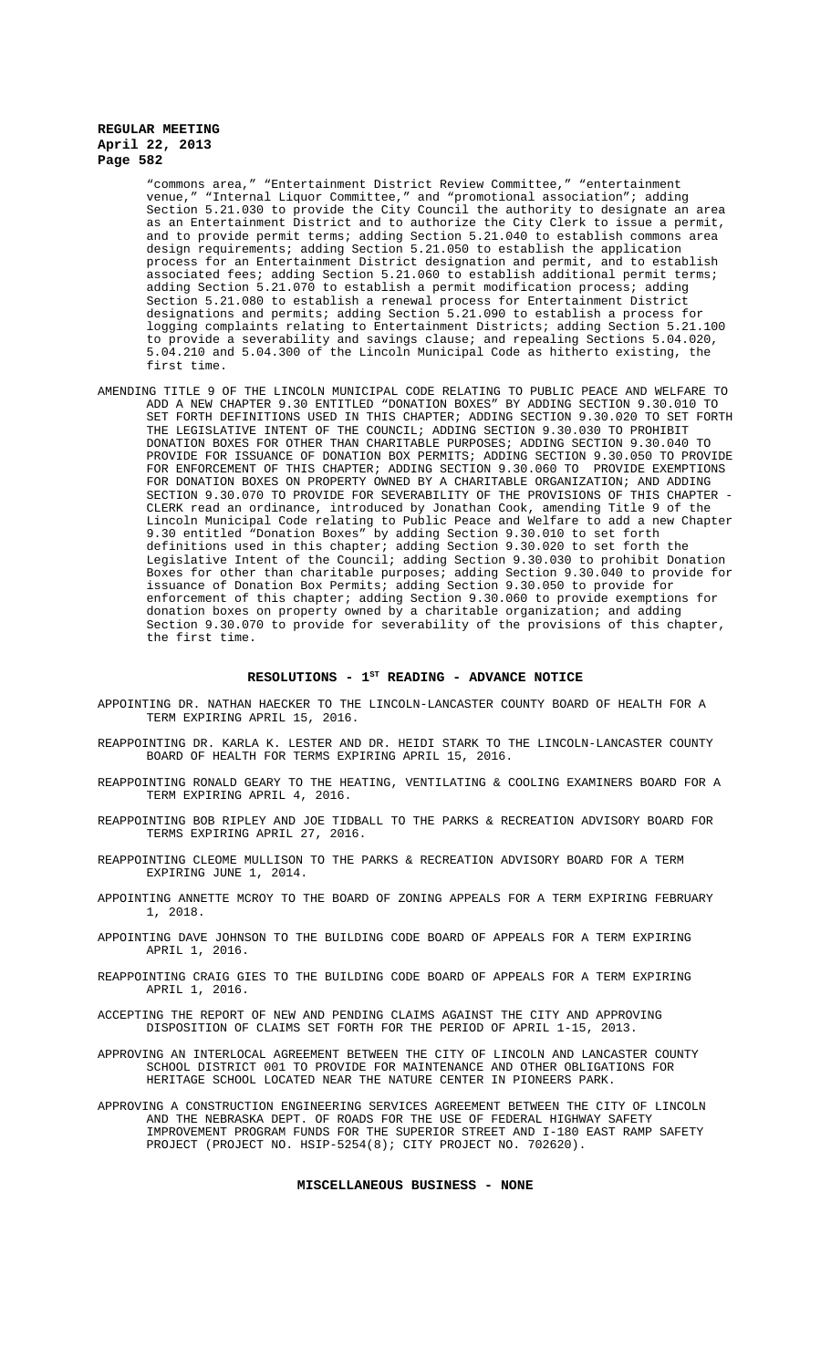"commons area," "Entertainment District Review Committee," "entertainment venue," "Internal Liquor Committee," and "promotional association"; adding Section 5.21.030 to provide the City Council the authority to designate an area as an Entertainment District and to authorize the City Clerk to issue a permit, and to provide permit terms; adding Section 5.21.040 to establish commons area design requirements; adding Section 5.21.050 to establish the application process for an Entertainment District designation and permit, and to establish associated fees; adding Section 5.21.060 to establish additional permit terms; adding Section 5.21.070 to establish a permit modification process; adding Section 5.21.080 to establish a renewal process for Entertainment District designations and permits; adding Section 5.21.090 to establish a process for logging complaints relating to Entertainment Districts; adding Section 5.21.100 to provide a severability and savings clause; and repealing Sections 5.04.020, 5.04.210 and 5.04.300 of the Lincoln Municipal Code as hitherto existing, the first time.

AMENDING TITLE 9 OF THE LINCOLN MUNICIPAL CODE RELATING TO PUBLIC PEACE AND WELFARE TO ADD A NEW CHAPTER 9.30 ENTITLED "DONATION BOXES" BY ADDING SECTION 9.30.010 TO SET FORTH DEFINITIONS USED IN THIS CHAPTER; ADDING SECTION 9.30.020 TO SET FORTH THE LEGISLATIVE INTENT OF THE COUNCIL; ADDING SECTION 9.30.030 TO PROHIBIT DONATION BOXES FOR OTHER THAN CHARITABLE PURPOSES; ADDING SECTION 9.30.040 TO PROVIDE FOR ISSUANCE OF DONATION BOX PERMITS; ADDING SECTION 9.30.050 TO PROVIDE FOR ENFORCEMENT OF THIS CHAPTER; ADDING SECTION 9.30.060 TO PROVIDE EXEMPTIONS FOR DONATION BOXES ON PROPERTY OWNED BY A CHARITABLE ORGANIZATION; AND ADDING SECTION 9.30.070 TO PROVIDE FOR SEVERABILITY OF THE PROVISIONS OF THIS CHAPTER - CLERK read an ordinance, introduced by Jonathan Cook, amending Title 9 of the Lincoln Municipal Code relating to Public Peace and Welfare to add a new Chapter 9.30 entitled "Donation Boxes" by adding Section 9.30.010 to set forth definitions used in this chapter; adding Section 9.30.020 to set forth the Legislative Intent of the Council; adding Section 9.30.030 to prohibit Donation Boxes for other than charitable purposes; adding Section 9.30.040 to provide for issuance of Donation Box Permits; adding Section 9.30.050 to provide for enforcement of this chapter; adding Section 9.30.060 to provide exemptions for donation boxes on property owned by a charitable organization; and adding Section 9.30.070 to provide for severability of the provisions of this chapter, the first time.

## RESOLUTIONS - 1ST READING - ADVANCE NOTICE

APPOINTING DR. NATHAN HAECKER TO THE LINCOLN-LANCASTER COUNTY BOARD OF HEALTH FOR A TERM EXPIRING APRIL 15, 2016.

REAPPOINTING DR. KARLA K. LESTER AND DR. HEIDI STARK TO THE LINCOLN-LANCASTER COUNTY BOARD OF HEALTH FOR TERMS EXPIRING APRIL 15, 2016.

REAPPOINTING RONALD GEARY TO THE HEATING, VENTILATING & COOLING EXAMINERS BOARD FOR A TERM EXPIRING APRIL 4, 2016.

REAPPOINTING BOB RIPLEY AND JOE TIDBALL TO THE PARKS & RECREATION ADVISORY BOARD FOR TERMS EXPIRING APRIL 27, 2016.

REAPPOINTING CLEOME MULLISON TO THE PARKS & RECREATION ADVISORY BOARD FOR A TERM EXPIRING JUNE 1, 2014.

APPOINTING ANNETTE MCROY TO THE BOARD OF ZONING APPEALS FOR A TERM EXPIRING FEBRUARY 1, 2018.

APPOINTING DAVE JOHNSON TO THE BUILDING CODE BOARD OF APPEALS FOR A TERM EXPIRING APRIL 1, 2016.

REAPPOINTING CRAIG GIES TO THE BUILDING CODE BOARD OF APPEALS FOR A TERM EXPIRING APRIL 1, 2016.

ACCEPTING THE REPORT OF NEW AND PENDING CLAIMS AGAINST THE CITY AND APPROVING DISPOSITION OF CLAIMS SET FORTH FOR THE PERIOD OF APRIL 1-15, 2013.

APPROVING AN INTERLOCAL AGREEMENT BETWEEN THE CITY OF LINCOLN AND LANCASTER COUNTY SCHOOL DISTRICT 001 TO PROVIDE FOR MAINTENANCE AND OTHER OBLIGATIONS FOR HERITAGE SCHOOL LOCATED NEAR THE NATURE CENTER IN PIONEERS PARK.

APPROVING A CONSTRUCTION ENGINEERING SERVICES AGREEMENT BETWEEN THE CITY OF LINCOLN AND THE NEBRASKA DEPT. OF ROADS FOR THE USE OF FEDERAL HIGHWAY SAFETY IMPROVEMENT PROGRAM FUNDS FOR THE SUPERIOR STREET AND I-180 EAST RAMP SAFETY PROJECT (PROJECT NO. HSIP-5254(8); CITY PROJECT NO. 702620).

## MISCELLANEOUS BUSINESS - NONE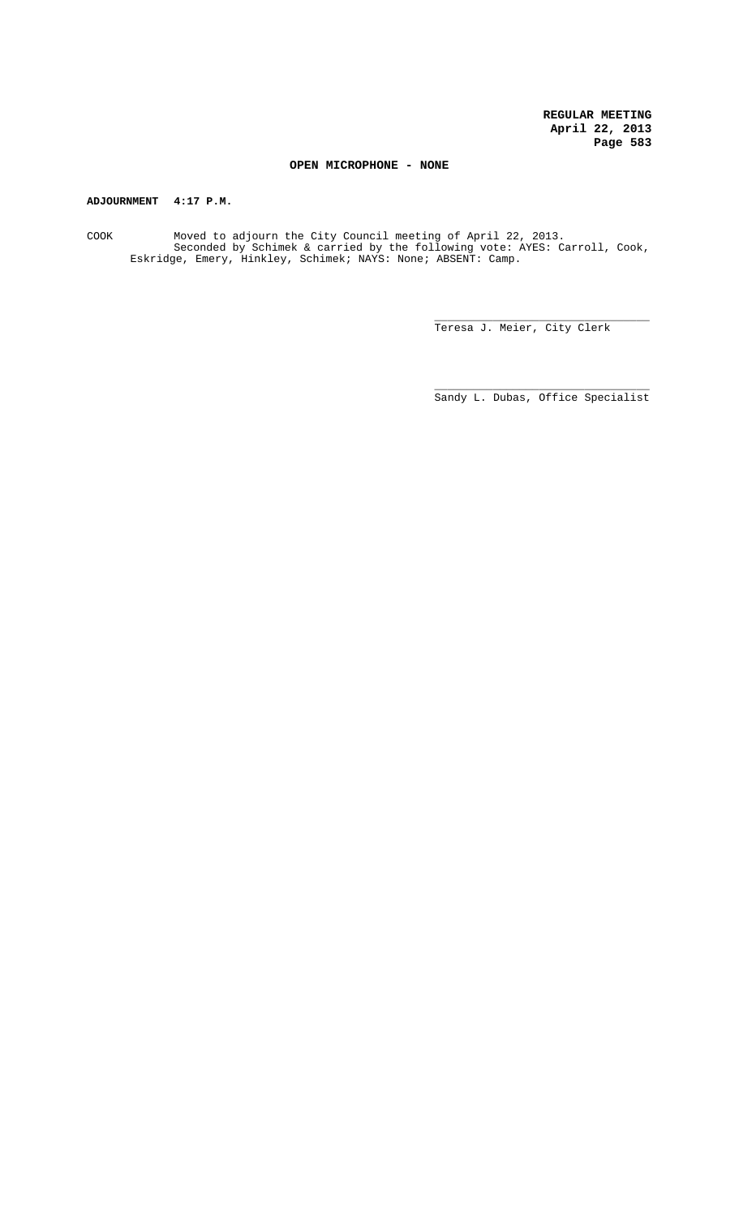**OPEN MICROPHONE - NONE**

**ADJOURNMENT 4:17 P.M.**

COOK Moved to adjourn the City Council meeting of April 22, 2013.
Seconded by Schimek & carried by the following vote: AYES: Carroll, Cook, Eskridge, Emery, Hinkley, Schimek; NAYS: None; ABSENT: Camp.

\_\_\_\_\_\_\_\_\_\_\_\_\_\_\_\_\_\_\_\_\_\_\_\_\_\_\_\_\_\_\_\_\_\_\_
Teresa J. Meier, City Clerk

\_\_\_\_\_\_\_\_\_\_\_\_\_\_\_\_\_\_\_\_\_\_\_\_\_\_\_\_\_\_\_\_\_\_\_
Sandy L. Dubas, Office Specialist